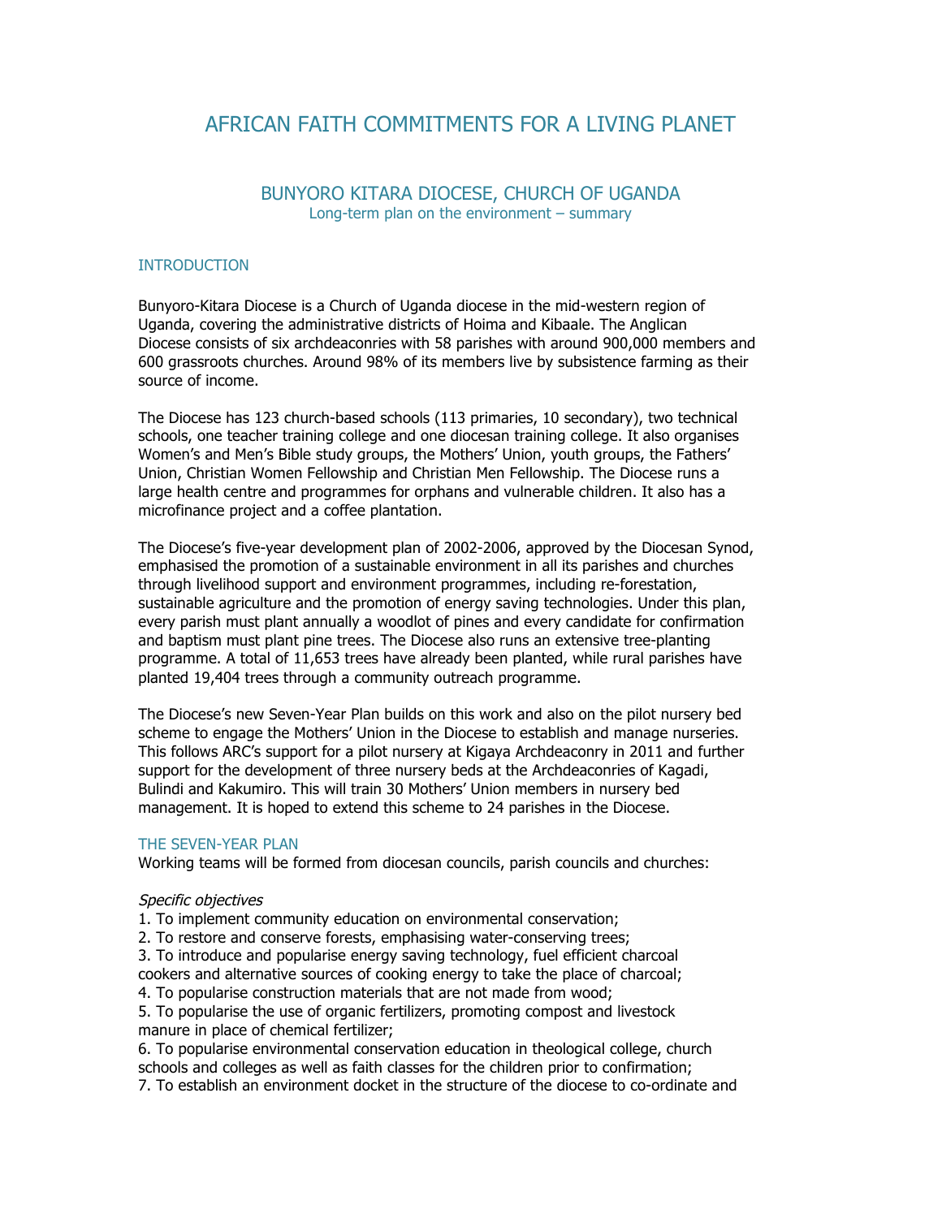# AFRICAN FAITH COMMITMENTS FOR A LIVING PLANET

## BUNYORO KITARA DIOCESE, CHURCH OF UGANDA

Long-term plan on the environment – summary

### INTRODUCTION

Bunyoro-Kitara Diocese is a Church of Uganda diocese in the mid-western region of Uganda, covering the administrative districts of Hoima and Kibaale. The Anglican Diocese consists of six archdeaconries with 58 parishes with around 900,000 members and 600 grassroots churches. Around 98% of its members live by subsistence farming as their source of income.

The Diocese has 123 church-based schools (113 primaries, 10 secondary), two technical schools, one teacher training college and one diocesan training college. It also organises Women's and Men's Bible study groups, the Mothers' Union, youth groups, the Fathers' Union, Christian Women Fellowship and Christian Men Fellowship. The Diocese runs a large health centre and programmes for orphans and vulnerable children. It also has a microfinance project and a coffee plantation.

The Diocese's five-year development plan of 2002-2006, approved by the Diocesan Synod, emphasised the promotion of a sustainable environment in all its parishes and churches through livelihood support and environment programmes, including re-forestation, sustainable agriculture and the promotion of energy saving technologies. Under this plan, every parish must plant annually a woodlot of pines and every candidate for confirmation and baptism must plant pine trees. The Diocese also runs an extensive tree-planting programme. A total of 11,653 trees have already been planted, while rural parishes have planted 19,404 trees through a community outreach programme.

The Diocese's new Seven-Year Plan builds on this work and also on the pilot nursery bed scheme to engage the Mothers' Union in the Diocese to establish and manage nurseries. This follows ARC's support for a pilot nursery at Kigaya Archdeaconry in 2011 and further support for the development of three nursery beds at the Archdeaconries of Kagadi, Bulindi and Kakumiro. This will train 30 Mothers' Union members in nursery bed management. It is hoped to extend this scheme to 24 parishes in the Diocese.

### THE SEVEN-YEAR PLAN

Working teams will be formed from diocesan councils, parish councils and churches:

*Specific objectives*

1. To implement community education on environmental conservation;
2. To restore and conserve forests, emphasising water-conserving trees;
3. To introduce and popularise energy saving technology, fuel efficient charcoal cookers and alternative sources of cooking energy to take the place of charcoal;
4. To popularise construction materials that are not made from wood;
5. To popularise the use of organic fertilizers, promoting compost and livestock manure in place of chemical fertilizer;
6. To popularise environmental conservation education in theological college, church schools and colleges as well as faith classes for the children prior to confirmation;
7. To establish an environment docket in the structure of the diocese to co-ordinate and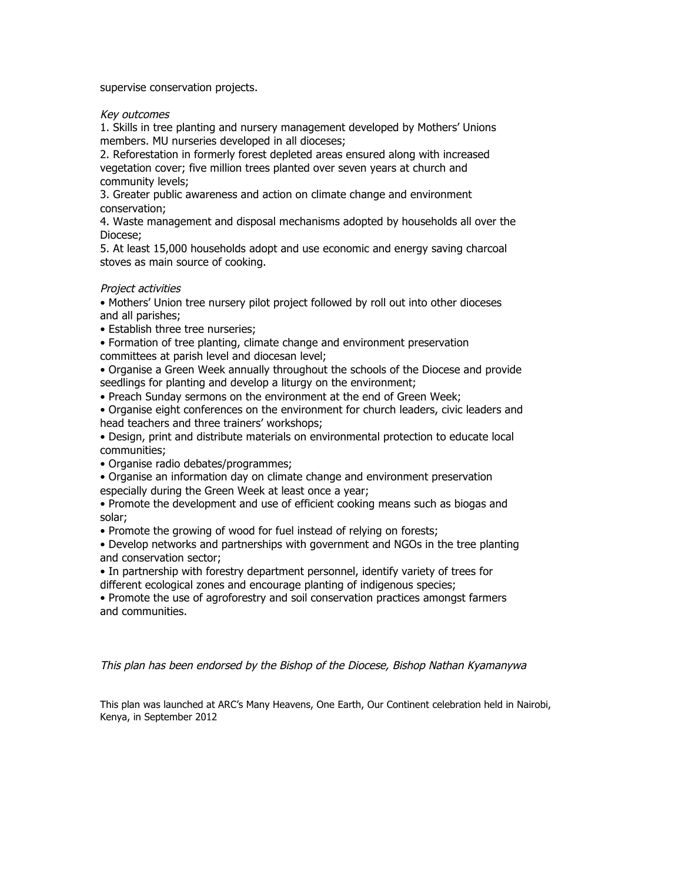supervise conservation projects.

*Key outcomes*

1. Skills in tree planting and nursery management developed by Mothers' Unions members. MU nurseries developed in all dioceses;
2. Reforestation in formerly forest depleted areas ensured along with increased vegetation cover; five million trees planted over seven years at church and community levels;
3. Greater public awareness and action on climate change and environment conservation;
4. Waste management and disposal mechanisms adopted by households all over the Diocese;
5. At least 15,000 households adopt and use economic and energy saving charcoal stoves as main source of cooking.

*Project activities*

- Mothers' Union tree nursery pilot project followed by roll out into other dioceses and all parishes;
- Establish three tree nurseries;
- Formation of tree planting, climate change and environment preservation committees at parish level and diocesan level;
- Organise a Green Week annually throughout the schools of the Diocese and provide seedlings for planting and develop a liturgy on the environment;
- Preach Sunday sermons on the environment at the end of Green Week;
- Organise eight conferences on the environment for church leaders, civic leaders and head teachers and three trainers' workshops;
- Design, print and distribute materials on environmental protection to educate local communities;
- Organise radio debates/programmes;
- Organise an information day on climate change and environment preservation especially during the Green Week at least once a year;
- Promote the development and use of efficient cooking means such as biogas and solar;
- Promote the growing of wood for fuel instead of relying on forests;
- Develop networks and partnerships with government and NGOs in the tree planting and conservation sector;
- In partnership with forestry department personnel, identify variety of trees for different ecological zones and encourage planting of indigenous species;
- Promote the use of agroforestry and soil conservation practices amongst farmers and communities.

*This plan has been endorsed by the Bishop of the Diocese, Bishop Nathan Kyamanywa*

This plan was launched at ARC's Many Heavens, One Earth, Our Continent celebration held in Nairobi, Kenya, in September 2012